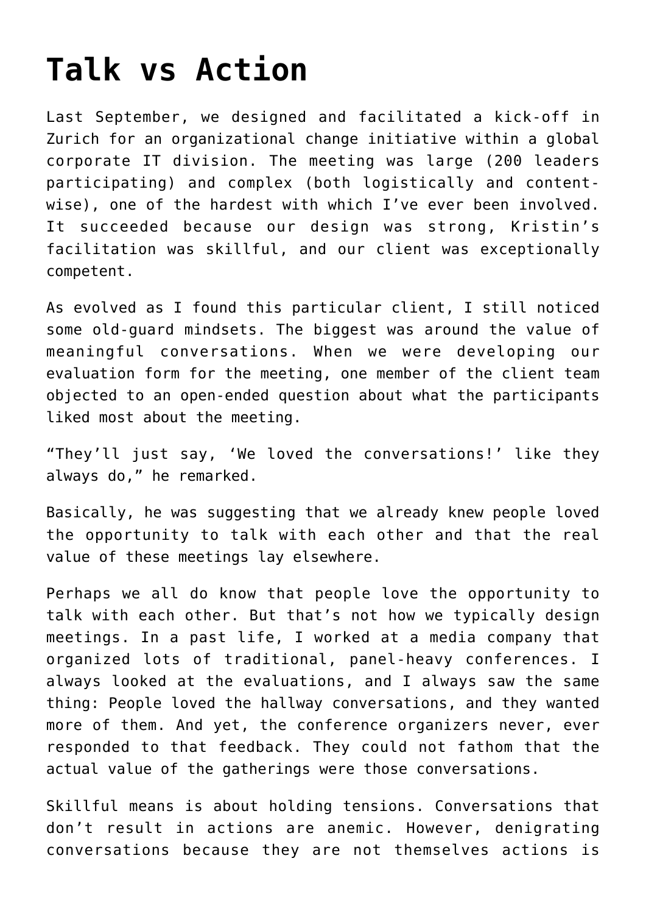# Talk vs Action

Last September, we designed and facilitated a kick-off in Zurich for an organizational change initiative within a global corporate IT division. The meeting was large (200 leaders participating) and complex (both logistically and content-wise), one of the hardest with which I've ever been involved. It succeeded because our design was strong, Kristin's facilitation was skillful, and our client was exceptionally competent.

As evolved as I found this particular client, I still noticed some old-guard mindsets. The biggest was around the value of meaningful conversations. When we were developing our evaluation form for the meeting, one member of the client team objected to an open-ended question about what the participants liked most about the meeting.

"They'll just say, 'We loved the conversations!' like they always do," he remarked.

Basically, he was suggesting that we already knew people loved the opportunity to talk with each other and that the real value of these meetings lay elsewhere.

Perhaps we all do know that people love the opportunity to talk with each other. But that's not how we typically design meetings. In a past life, I worked at a media company that organized lots of traditional, panel-heavy conferences. I always looked at the evaluations, and I always saw the same thing: People loved the hallway conversations, and they wanted more of them. And yet, the conference organizers never, ever responded to that feedback. They could not fathom that the actual value of the gatherings were those conversations.

Skillful means is about holding tensions. Conversations that don't result in actions are anemic. However, denigrating conversations because they are not themselves actions is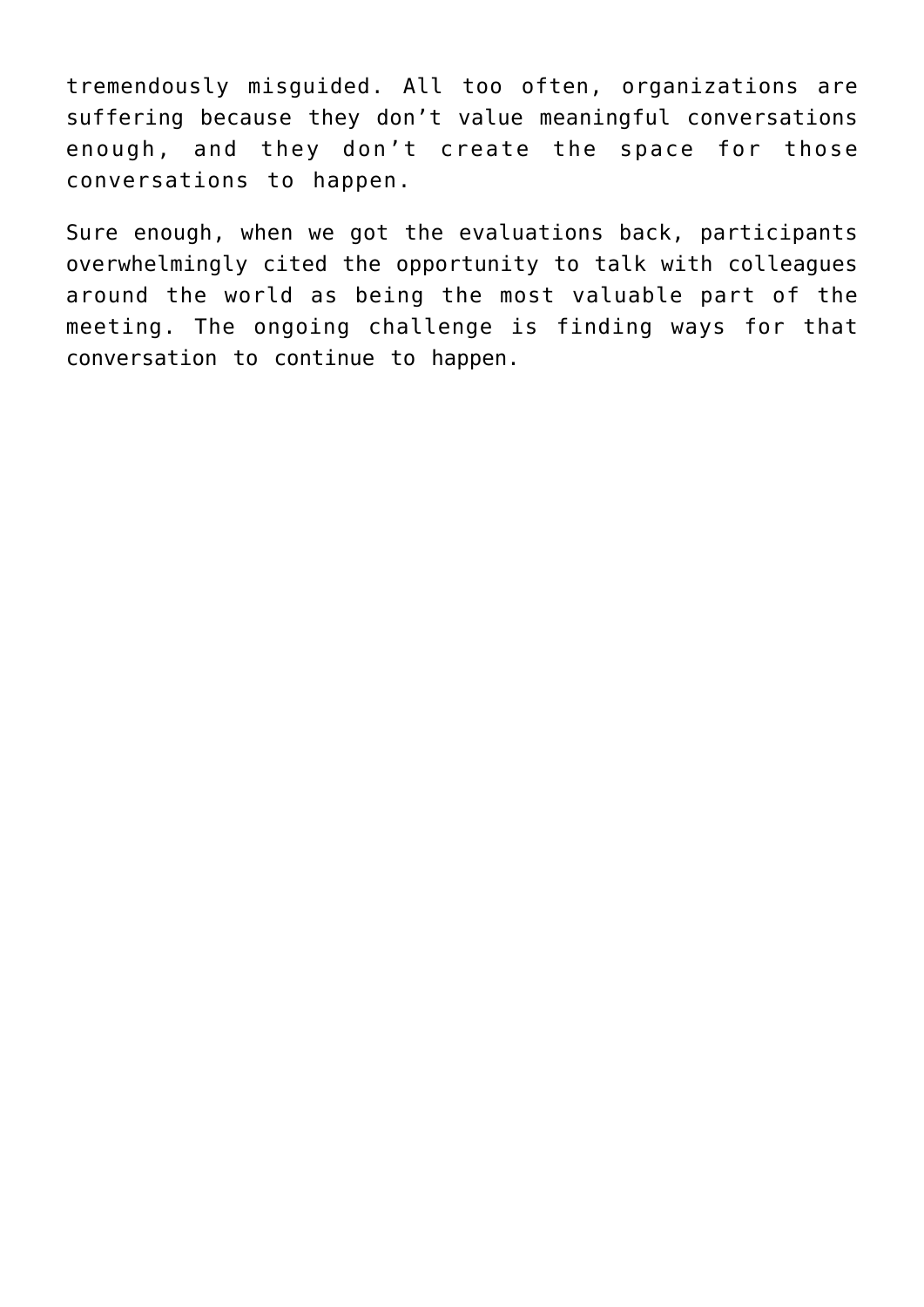tremendously misguided. All too often, organizations are suffering because they don't value meaningful conversations enough, and they don't create the space for those conversations to happen.

Sure enough, when we got the evaluations back, participants overwhelmingly cited the opportunity to talk with colleagues around the world as being the most valuable part of the meeting. The ongoing challenge is finding ways for that conversation to continue to happen.